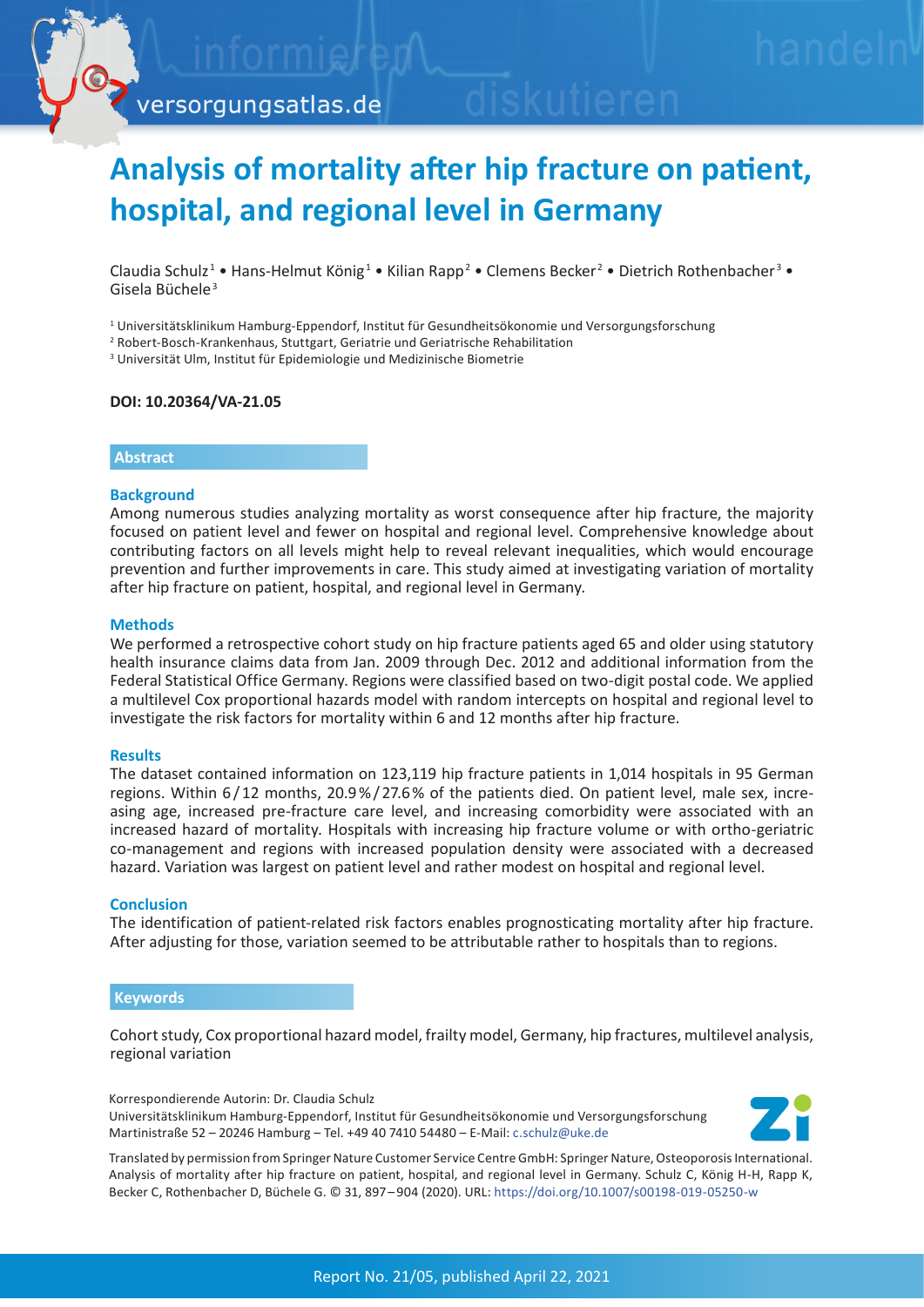# Analysis of mortality after hip fracture on patient, hospital, and regional level in Germany

Claudia Schulz[1] • Hans-Helmut König[1] • Kilian Rapp[2] • Clemens Becker[2] • Dietrich Rothenbacher[3] • Gisela Büchele[3]

[1] Universitätsklinikum Hamburg-Eppendorf, Institut für Gesundheitsökonomie und Versorgungsforschung
[2] Robert-Bosch-Krankenhaus, Stuttgart, Geriatrie und Geriatrische Rehabilitation
[3] Universität Ulm, Institut für Epidemiologie und Medizinische Biometrie

**DOI: 10.20364/VA-21.05**

## Abstract

### Background

Among numerous studies analyzing mortality as worst consequence after hip fracture, the majority focused on patient level and fewer on hospital and regional level. Comprehensive knowledge about contributing factors on all levels might help to reveal relevant inequalities, which would encourage prevention and further improvements in care. This study aimed at investigating variation of mortality after hip fracture on patient, hospital, and regional level in Germany.

### Methods

We performed a retrospective cohort study on hip fracture patients aged 65 and older using statutory health insurance claims data from Jan. 2009 through Dec. 2012 and additional information from the Federal Statistical Office Germany. Regions were classified based on two-digit postal code. We applied a multilevel Cox proportional hazards model with random intercepts on hospital and regional level to investigate the risk factors for mortality within 6 and 12 months after hip fracture.

### Results

The dataset contained information on 123,119 hip fracture patients in 1,014 hospitals in 95 German regions. Within 6 / 12 months, 20.9 % / 27.6 % of the patients died. On patient level, male sex, increasing age, increased pre-fracture care level, and increasing comorbidity were associated with an increased hazard of mortality. Hospitals with increasing hip fracture volume or with ortho-geriatric co-management and regions with increased population density were associated with a decreased hazard. Variation was largest on patient level and rather modest on hospital and regional level.

### Conclusion

The identification of patient-related risk factors enables prognosticating mortality after hip fracture. After adjusting for those, variation seemed to be attributable rather to hospitals than to regions.

## Keywords

Cohort study, Cox proportional hazard model, frailty model, Germany, hip fractures, multilevel analysis, regional variation

Korrespondierende Autorin: Dr. Claudia Schulz
Universitätsklinikum Hamburg-Eppendorf, Institut für Gesundheitsökonomie und Versorgungsforschung
Martinistraße 52 – 20246 Hamburg – Tel. +49 40 7410 54480 – E-Mail: c.schulz@uke.de

Translated by permission from Springer Nature Customer Service Centre GmbH: Springer Nature, Osteoporosis International. Analysis of mortality after hip fracture on patient, hospital, and regional level in Germany. Schulz C, König H-H, Rapp K, Becker C, Rothenbacher D, Büchele G. © 31, 897 – 904 (2020). URL: https://doi.org/10.1007/s00198-019-05250-w

Report No. 21/05, published April 22, 2021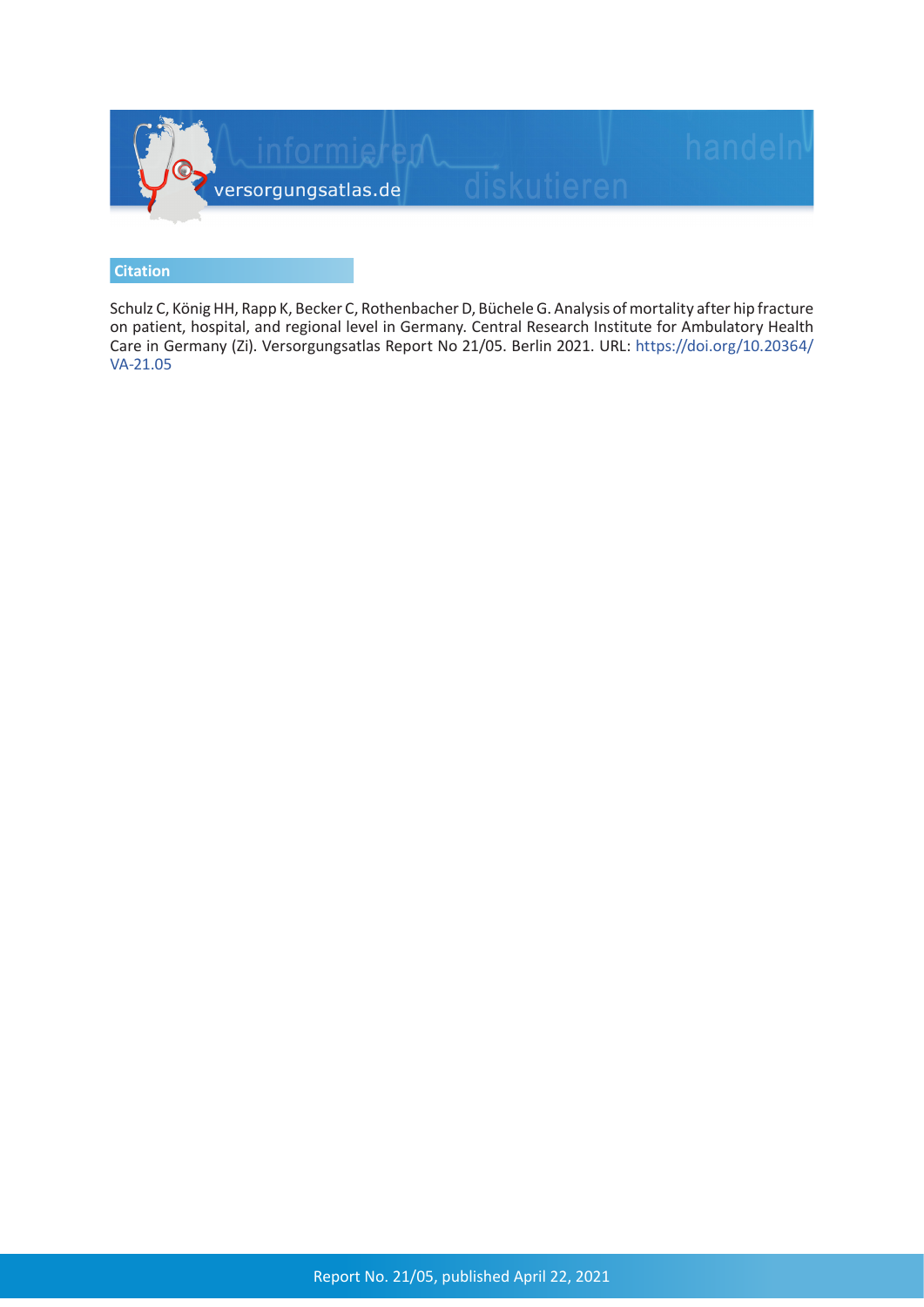## Citation

Schulz C, König HH, Rapp K, Becker C, Rothenbacher D, Büchele G. Analysis of mortality after hip fracture on patient, hospital, and regional level in Germany. Central Research Institute for Ambulatory Health Care in Germany (Zi). Versorgungsatlas Report No 21/05. Berlin 2021. URL: https://doi.org/10.20364/VA-21.05

Report No. 21/05, published April 22, 2021